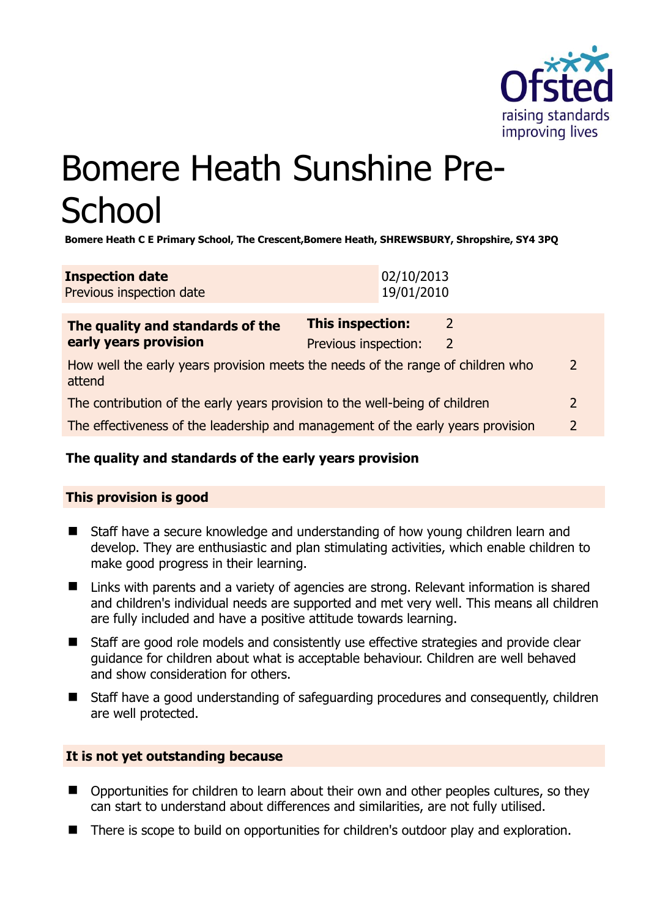# Bomere Heath Sunshine Pre-School

**Bomere Heath C E Primary School, The Crescent,Bomere Heath, SHREWSBURY, Shropshire, SY4 3PQ**

| | |
|---|---|
| **Inspection date** | 02/10/2013 |
| Previous inspection date | 19/01/2010 |

| | | |
|---|---|---|
| **The quality and standards of the early years provision** | **This inspection:** | 2 |
| | Previous inspection: | 2 |
| How well the early years provision meets the needs of the range of children who attend | | 2 |
| The contribution of the early years provision to the well-being of children | | 2 |
| The effectiveness of the leadership and management of the early years provision | | 2 |

### The quality and standards of the early years provision

#### This provision is good

- Staff have a secure knowledge and understanding of how young children learn and develop. They are enthusiastic and plan stimulating activities, which enable children to make good progress in their learning.
- Links with parents and a variety of agencies are strong. Relevant information is shared and children's individual needs are supported and met very well. This means all children are fully included and have a positive attitude towards learning.
- Staff are good role models and consistently use effective strategies and provide clear guidance for children about what is acceptable behaviour. Children are well behaved and show consideration for others.
- Staff have a good understanding of safeguarding procedures and consequently, children are well protected.

#### It is not yet outstanding because

- Opportunities for children to learn about their own and other peoples cultures, so they can start to understand about differences and similarities, are not fully utilised.
- There is scope to build on opportunities for children's outdoor play and exploration.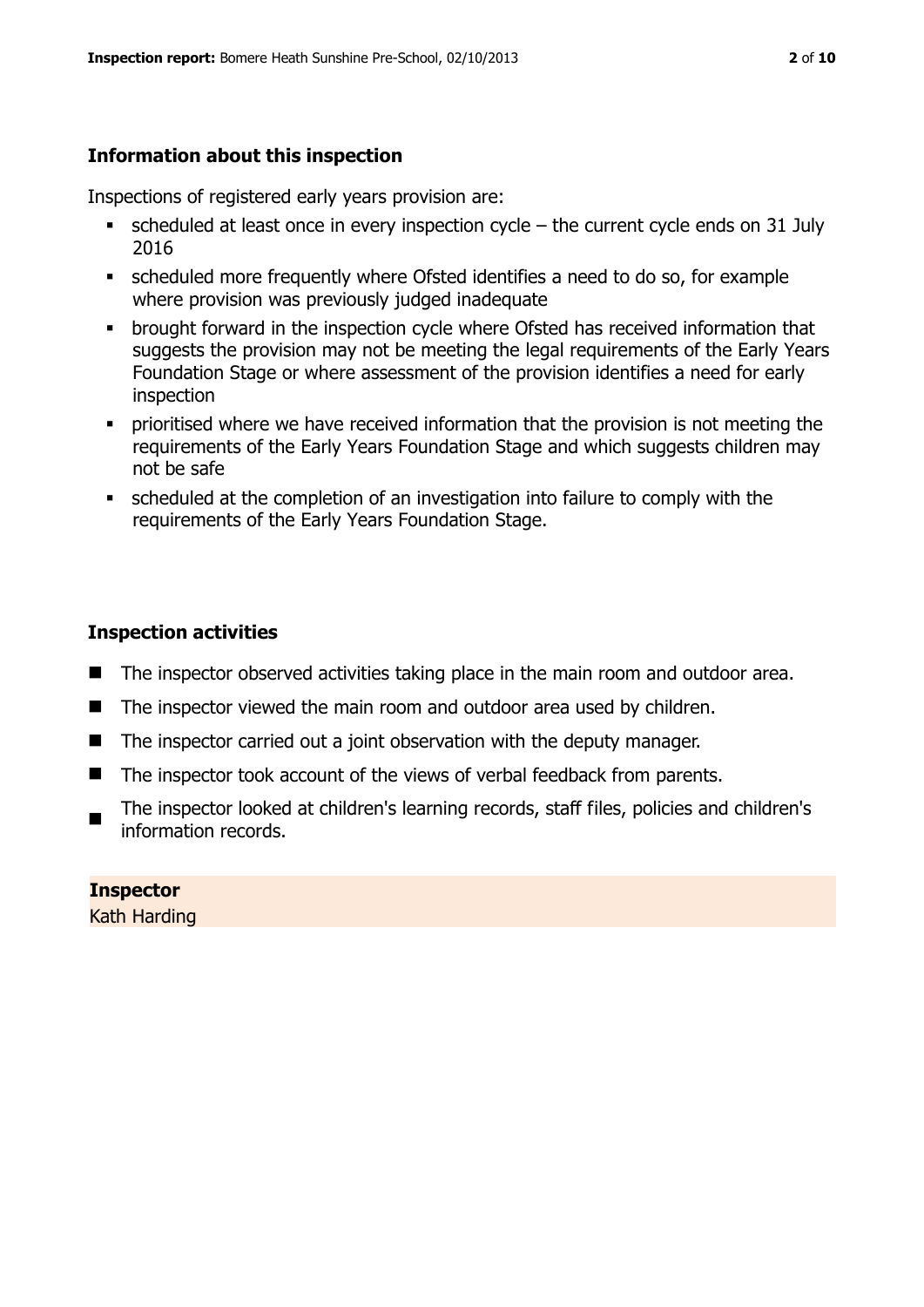## Information about this inspection

Inspections of registered early years provision are:

- scheduled at least once in every inspection cycle – the current cycle ends on 31 July 2016
- scheduled more frequently where Ofsted identifies a need to do so, for example where provision was previously judged inadequate
- brought forward in the inspection cycle where Ofsted has received information that suggests the provision may not be meeting the legal requirements of the Early Years Foundation Stage or where assessment of the provision identifies a need for early inspection
- prioritised where we have received information that the provision is not meeting the requirements of the Early Years Foundation Stage and which suggests children may not be safe
- scheduled at the completion of an investigation into failure to comply with the requirements of the Early Years Foundation Stage.

## Inspection activities

- The inspector observed activities taking place in the main room and outdoor area.
- The inspector viewed the main room and outdoor area used by children.
- The inspector carried out a joint observation with the deputy manager.
- The inspector took account of the views of verbal feedback from parents.
- The inspector looked at children's learning records, staff files, policies and children's information records.

**Inspector**
Kath Harding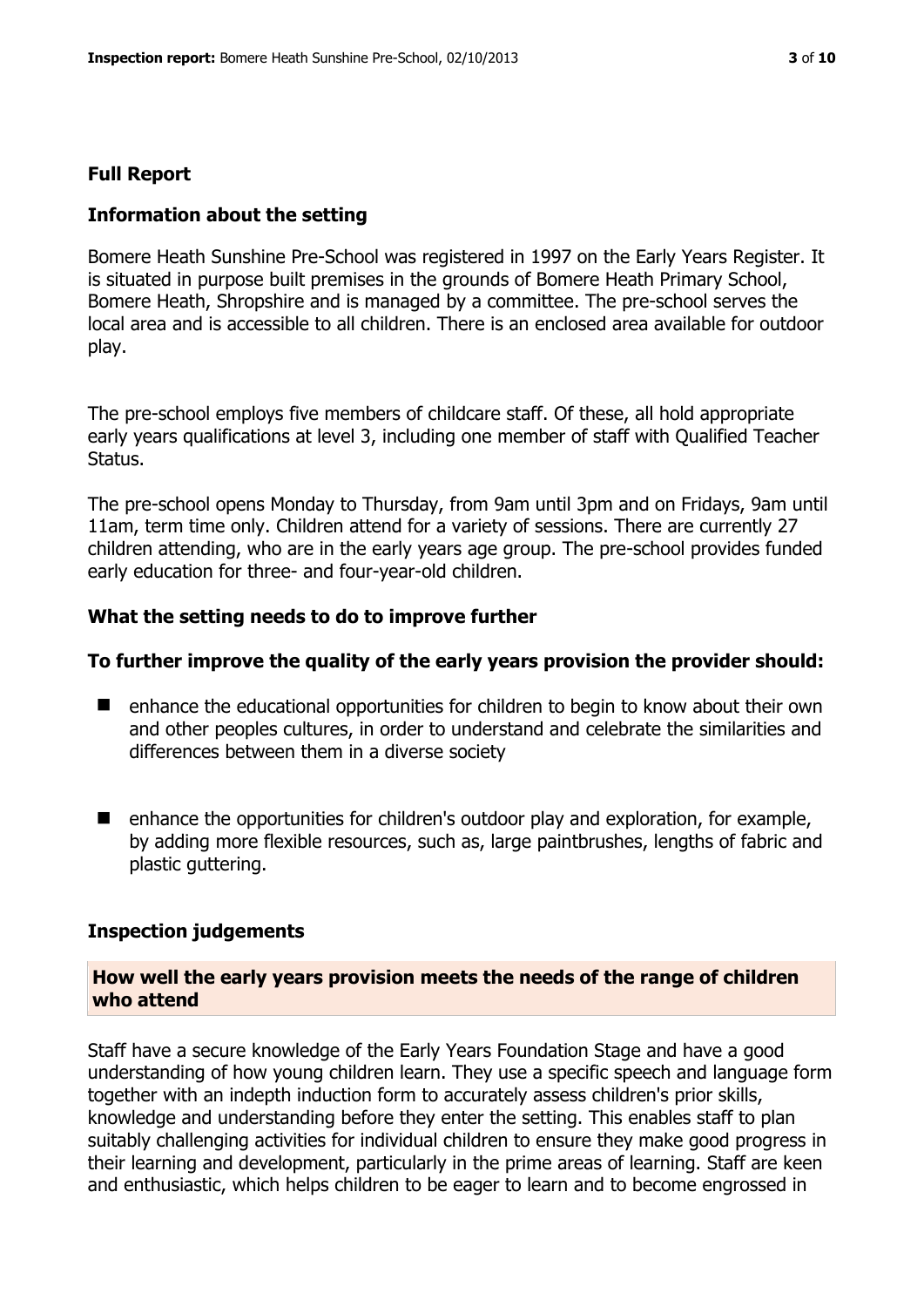## Full Report

### Information about the setting

Bomere Heath Sunshine Pre-School was registered in 1997 on the Early Years Register. It is situated in purpose built premises in the grounds of Bomere Heath Primary School, Bomere Heath, Shropshire and is managed by a committee. The pre-school serves the local area and is accessible to all children. There is an enclosed area available for outdoor play.

The pre-school employs five members of childcare staff. Of these, all hold appropriate early years qualifications at level 3, including one member of staff with Qualified Teacher Status.

The pre-school opens Monday to Thursday, from 9am until 3pm and on Fridays, 9am until 11am, term time only. Children attend for a variety of sessions. There are currently 27 children attending, who are in the early years age group. The pre-school provides funded early education for three- and four-year-old children.

### What the setting needs to do to improve further

### To further improve the quality of the early years provision the provider should:

- enhance the educational opportunities for children to begin to know about their own and other peoples cultures, in order to understand and celebrate the similarities and differences between them in a diverse society
- enhance the opportunities for children's outdoor play and exploration, for example, by adding more flexible resources, such as, large paintbrushes, lengths of fabric and plastic guttering.

### Inspection judgements

### How well the early years provision meets the needs of the range of children who attend

Staff have a secure knowledge of the Early Years Foundation Stage and have a good understanding of how young children learn. They use a specific speech and language form together with an indepth induction form to accurately assess children's prior skills, knowledge and understanding before they enter the setting. This enables staff to plan suitably challenging activities for individual children to ensure they make good progress in their learning and development, particularly in the prime areas of learning. Staff are keen and enthusiastic, which helps children to be eager to learn and to become engrossed in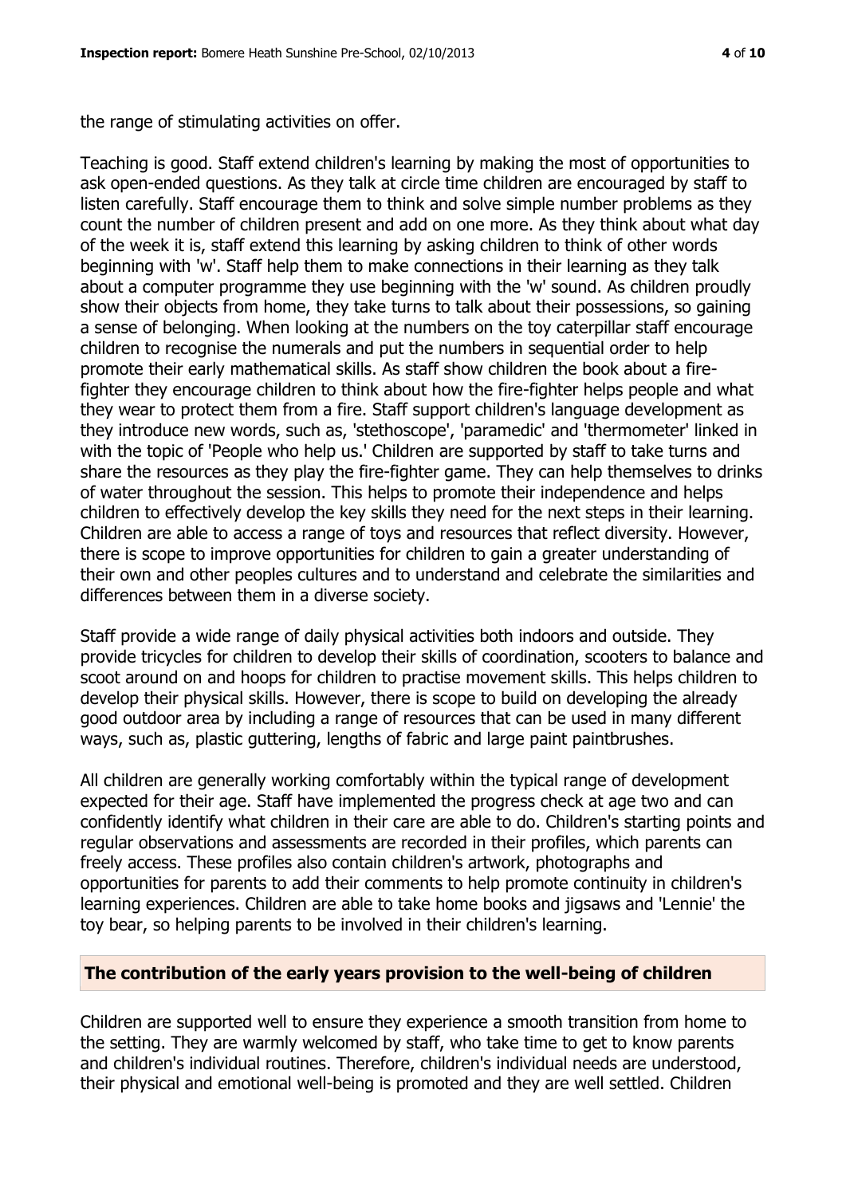the range of stimulating activities on offer.

Teaching is good. Staff extend children's learning by making the most of opportunities to ask open-ended questions. As they talk at circle time children are encouraged by staff to listen carefully. Staff encourage them to think and solve simple number problems as they count the number of children present and add on one more. As they think about what day of the week it is, staff extend this learning by asking children to think of other words beginning with 'w'. Staff help them to make connections in their learning as they talk about a computer programme they use beginning with the 'w' sound. As children proudly show their objects from home, they take turns to talk about their possessions, so gaining a sense of belonging. When looking at the numbers on the toy caterpillar staff encourage children to recognise the numerals and put the numbers in sequential order to help promote their early mathematical skills. As staff show children the book about a fire-fighter they encourage children to think about how the fire-fighter helps people and what they wear to protect them from a fire. Staff support children's language development as they introduce new words, such as, 'stethoscope', 'paramedic' and 'thermometer' linked in with the topic of 'People who help us.' Children are supported by staff to take turns and share the resources as they play the fire-fighter game. They can help themselves to drinks of water throughout the session. This helps to promote their independence and helps children to effectively develop the key skills they need for the next steps in their learning. Children are able to access a range of toys and resources that reflect diversity. However, there is scope to improve opportunities for children to gain a greater understanding of their own and other peoples cultures and to understand and celebrate the similarities and differences between them in a diverse society.

Staff provide a wide range of daily physical activities both indoors and outside. They provide tricycles for children to develop their skills of coordination, scooters to balance and scoot around on and hoops for children to practise movement skills. This helps children to develop their physical skills. However, there is scope to build on developing the already good outdoor area by including a range of resources that can be used in many different ways, such as, plastic guttering, lengths of fabric and large paint paintbrushes.

All children are generally working comfortably within the typical range of development expected for their age. Staff have implemented the progress check at age two and can confidently identify what children in their care are able to do. Children's starting points and regular observations and assessments are recorded in their profiles, which parents can freely access. These profiles also contain children's artwork, photographs and opportunities for parents to add their comments to help promote continuity in children's learning experiences. Children are able to take home books and jigsaws and 'Lennie' the toy bear, so helping parents to be involved in their children's learning.

## The contribution of the early years provision to the well-being of children

Children are supported well to ensure they experience a smooth transition from home to the setting. They are warmly welcomed by staff, who take time to get to know parents and children's individual routines. Therefore, children's individual needs are understood, their physical and emotional well-being is promoted and they are well settled. Children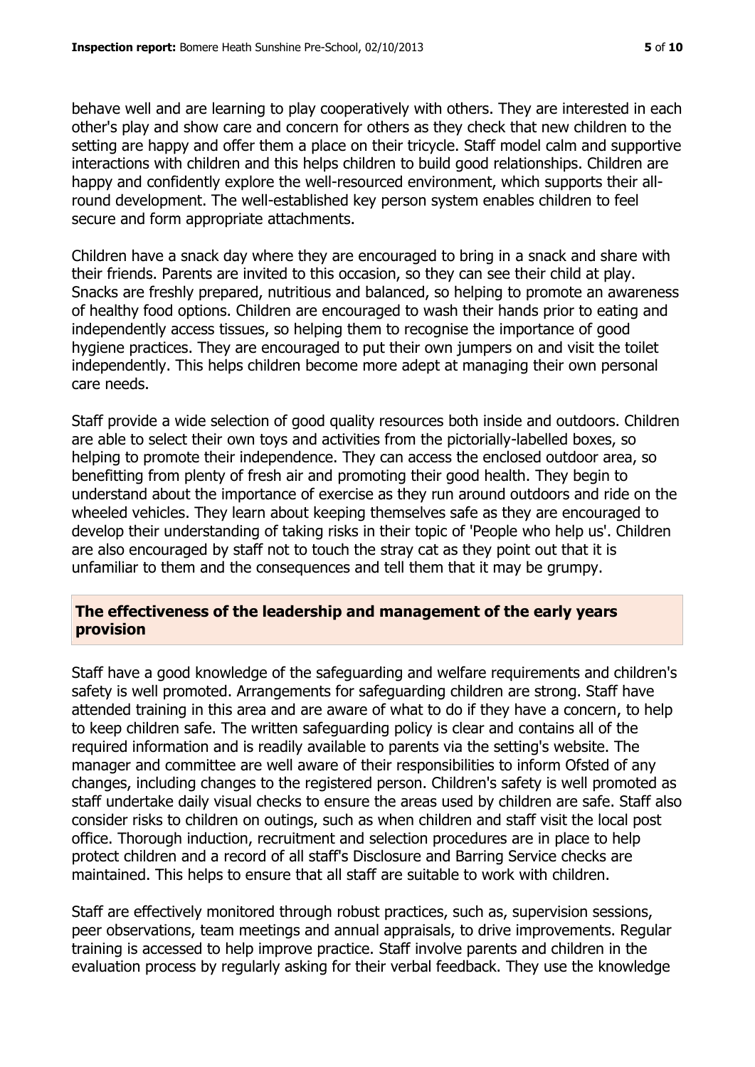behave well and are learning to play cooperatively with others. They are interested in each other's play and show care and concern for others as they check that new children to the setting are happy and offer them a place on their tricycle. Staff model calm and supportive interactions with children and this helps children to build good relationships. Children are happy and confidently explore the well-resourced environment, which supports their all-round development. The well-established key person system enables children to feel secure and form appropriate attachments.

Children have a snack day where they are encouraged to bring in a snack and share with their friends. Parents are invited to this occasion, so they can see their child at play. Snacks are freshly prepared, nutritious and balanced, so helping to promote an awareness of healthy food options. Children are encouraged to wash their hands prior to eating and independently access tissues, so helping them to recognise the importance of good hygiene practices. They are encouraged to put their own jumpers on and visit the toilet independently. This helps children become more adept at managing their own personal care needs.

Staff provide a wide selection of good quality resources both inside and outdoors. Children are able to select their own toys and activities from the pictorially-labelled boxes, so helping to promote their independence. They can access the enclosed outdoor area, so benefitting from plenty of fresh air and promoting their good health. They begin to understand about the importance of exercise as they run around outdoors and ride on the wheeled vehicles. They learn about keeping themselves safe as they are encouraged to develop their understanding of taking risks in their topic of 'People who help us'. Children are also encouraged by staff not to touch the stray cat as they point out that it is unfamiliar to them and the consequences and tell them that it may be grumpy.

## The effectiveness of the leadership and management of the early years provision

Staff have a good knowledge of the safeguarding and welfare requirements and children's safety is well promoted. Arrangements for safeguarding children are strong. Staff have attended training in this area and are aware of what to do if they have a concern, to help to keep children safe. The written safeguarding policy is clear and contains all of the required information and is readily available to parents via the setting's website. The manager and committee are well aware of their responsibilities to inform Ofsted of any changes, including changes to the registered person. Children's safety is well promoted as staff undertake daily visual checks to ensure the areas used by children are safe. Staff also consider risks to children on outings, such as when children and staff visit the local post office. Thorough induction, recruitment and selection procedures are in place to help protect children and a record of all staff's Disclosure and Barring Service checks are maintained. This helps to ensure that all staff are suitable to work with children.

Staff are effectively monitored through robust practices, such as, supervision sessions, peer observations, team meetings and annual appraisals, to drive improvements. Regular training is accessed to help improve practice. Staff involve parents and children in the evaluation process by regularly asking for their verbal feedback. They use the knowledge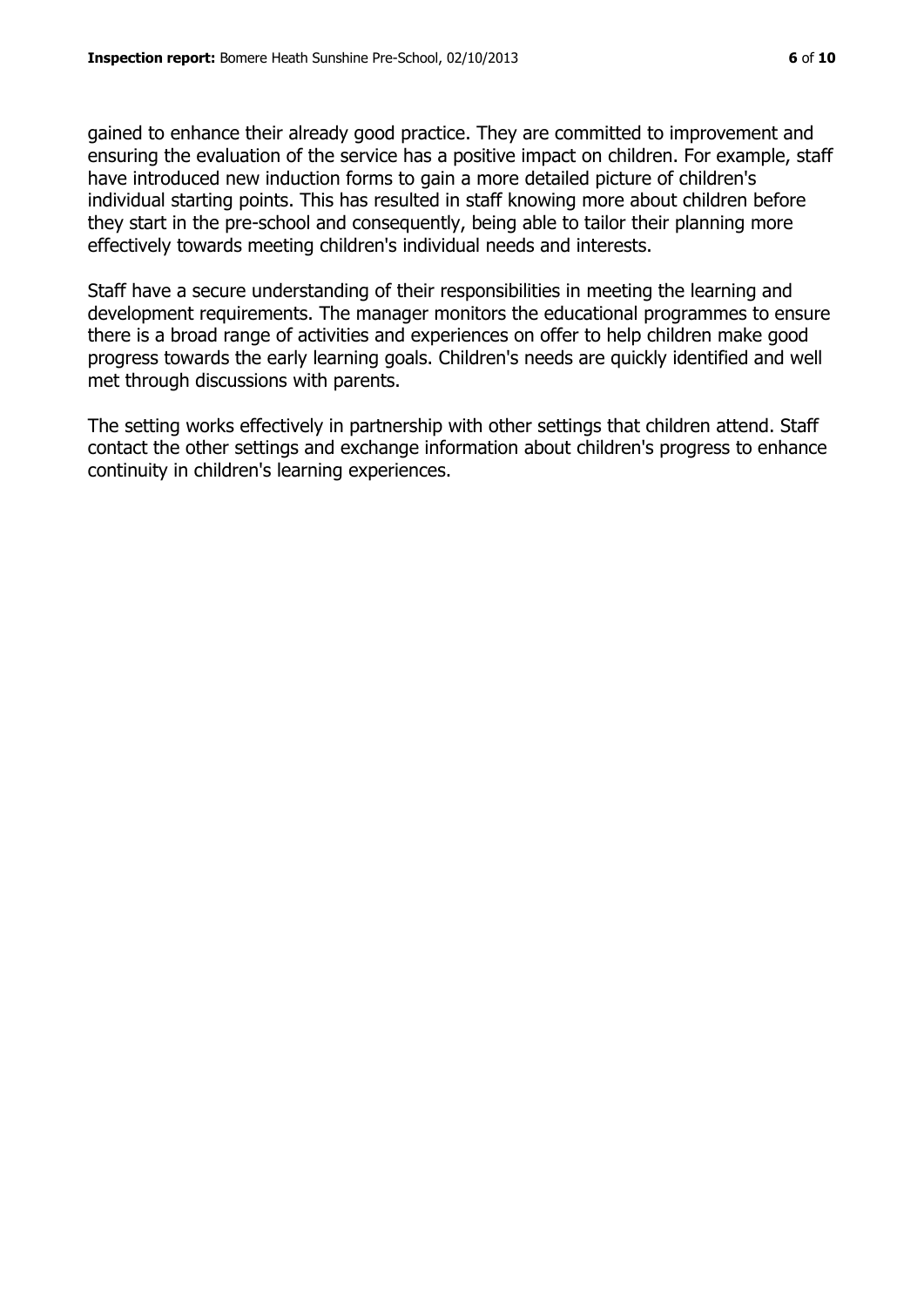gained to enhance their already good practice. They are committed to improvement and ensuring the evaluation of the service has a positive impact on children. For example, staff have introduced new induction forms to gain a more detailed picture of children's individual starting points. This has resulted in staff knowing more about children before they start in the pre-school and consequently, being able to tailor their planning more effectively towards meeting children's individual needs and interests.

Staff have a secure understanding of their responsibilities in meeting the learning and development requirements. The manager monitors the educational programmes to ensure there is a broad range of activities and experiences on offer to help children make good progress towards the early learning goals. Children's needs are quickly identified and well met through discussions with parents.

The setting works effectively in partnership with other settings that children attend. Staff contact the other settings and exchange information about children's progress to enhance continuity in children's learning experiences.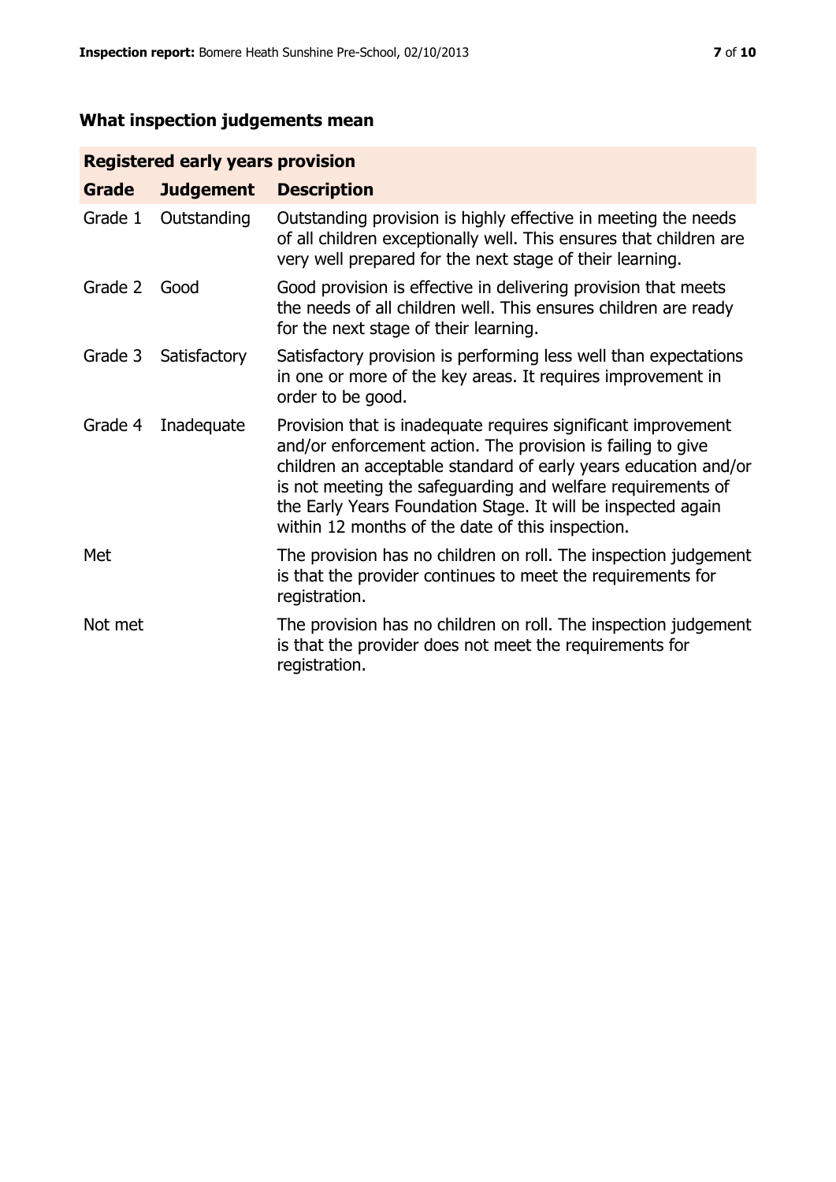## What inspection judgements mean

| Registered early years provision | | |
|---|---|---|
| **Grade** | **Judgement** | **Description** |
| Grade 1 | Outstanding | Outstanding provision is highly effective in meeting the needs of all children exceptionally well. This ensures that children are very well prepared for the next stage of their learning. |
| Grade 2 | Good | Good provision is effective in delivering provision that meets the needs of all children well. This ensures children are ready for the next stage of their learning. |
| Grade 3 | Satisfactory | Satisfactory provision is performing less well than expectations in one or more of the key areas. It requires improvement in order to be good. |
| Grade 4 | Inadequate | Provision that is inadequate requires significant improvement and/or enforcement action. The provision is failing to give children an acceptable standard of early years education and/or is not meeting the safeguarding and welfare requirements of the Early Years Foundation Stage. It will be inspected again within 12 months of the date of this inspection. |
| Met | | The provision has no children on roll. The inspection judgement is that the provider continues to meet the requirements for registration. |
| Not met | | The provision has no children on roll. The inspection judgement is that the provider does not meet the requirements for registration. |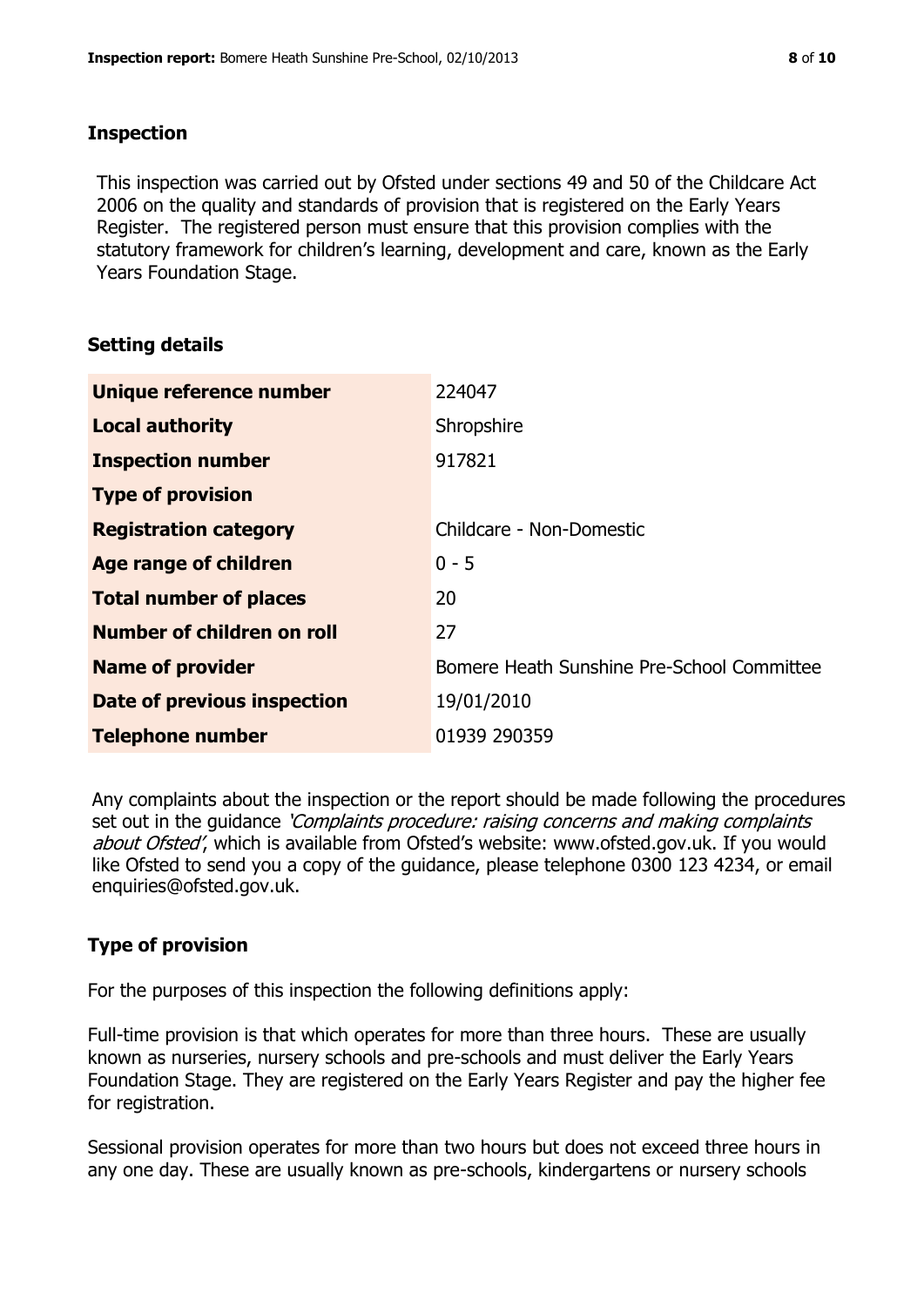## Inspection

This inspection was carried out by Ofsted under sections 49 and 50 of the Childcare Act 2006 on the quality and standards of provision that is registered on the Early Years Register. The registered person must ensure that this provision complies with the statutory framework for children's learning, development and care, known as the Early Years Foundation Stage.

## Setting details

| | |
|---|---|
| **Unique reference number** | 224047 |
| **Local authority** | Shropshire |
| **Inspection number** | 917821 |
| **Type of provision** | |
| **Registration category** | Childcare - Non-Domestic |
| **Age range of children** | 0 - 5 |
| **Total number of places** | 20 |
| **Number of children on roll** | 27 |
| **Name of provider** | Bomere Heath Sunshine Pre-School Committee |
| **Date of previous inspection** | 19/01/2010 |
| **Telephone number** | 01939 290359 |

Any complaints about the inspection or the report should be made following the procedures set out in the guidance *'Complaints procedure: raising concerns and making complaints about Ofsted'*, which is available from Ofsted's website: www.ofsted.gov.uk. If you would like Ofsted to send you a copy of the guidance, please telephone 0300 123 4234, or email enquiries@ofsted.gov.uk.

## Type of provision

For the purposes of this inspection the following definitions apply:

Full-time provision is that which operates for more than three hours. These are usually known as nurseries, nursery schools and pre-schools and must deliver the Early Years Foundation Stage. They are registered on the Early Years Register and pay the higher fee for registration.

Sessional provision operates for more than two hours but does not exceed three hours in any one day. These are usually known as pre-schools, kindergartens or nursery schools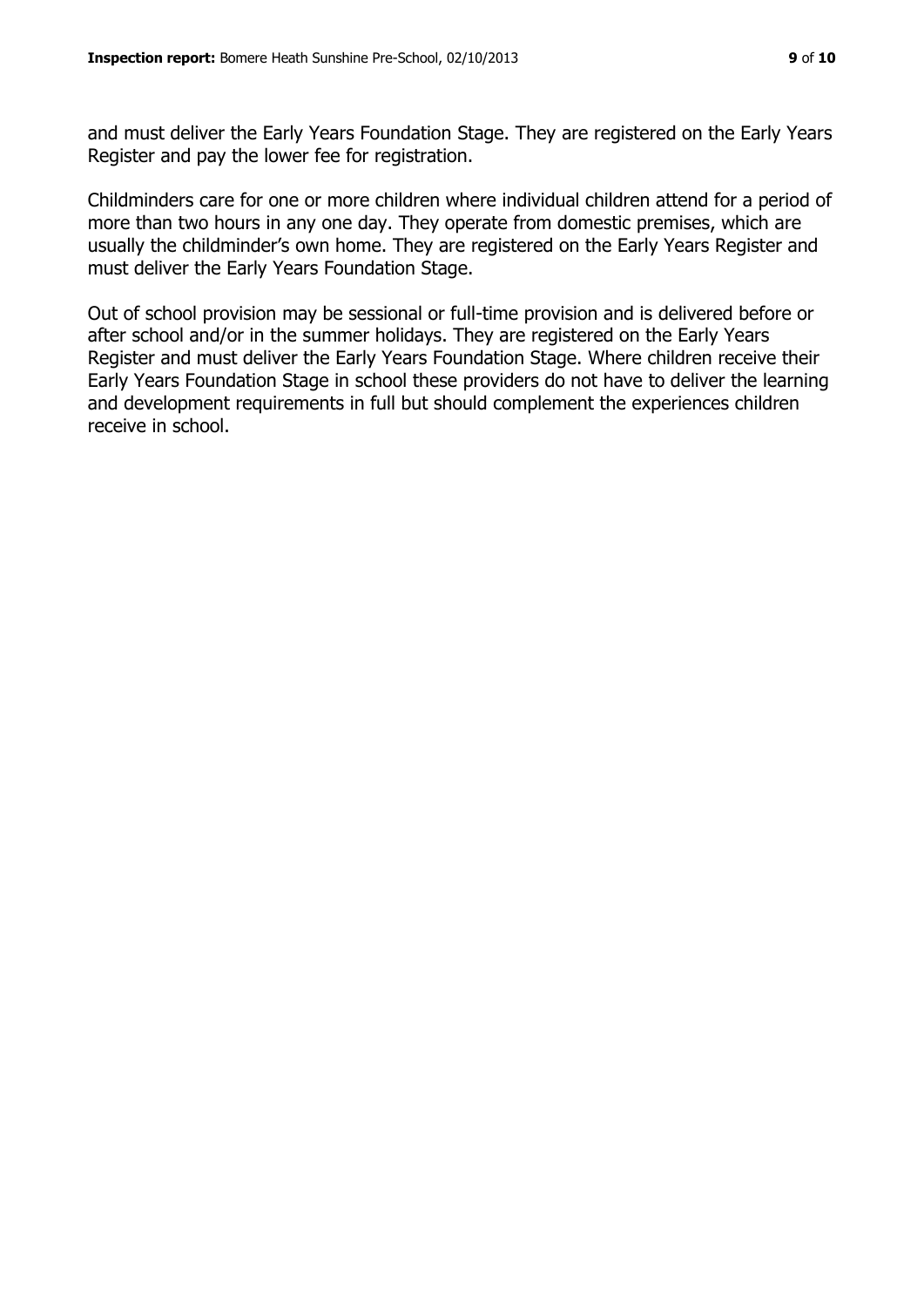and must deliver the Early Years Foundation Stage. They are registered on the Early Years Register and pay the lower fee for registration.

Childminders care for one or more children where individual children attend for a period of more than two hours in any one day. They operate from domestic premises, which are usually the childminder's own home. They are registered on the Early Years Register and must deliver the Early Years Foundation Stage.

Out of school provision may be sessional or full-time provision and is delivered before or after school and/or in the summer holidays. They are registered on the Early Years Register and must deliver the Early Years Foundation Stage. Where children receive their Early Years Foundation Stage in school these providers do not have to deliver the learning and development requirements in full but should complement the experiences children receive in school.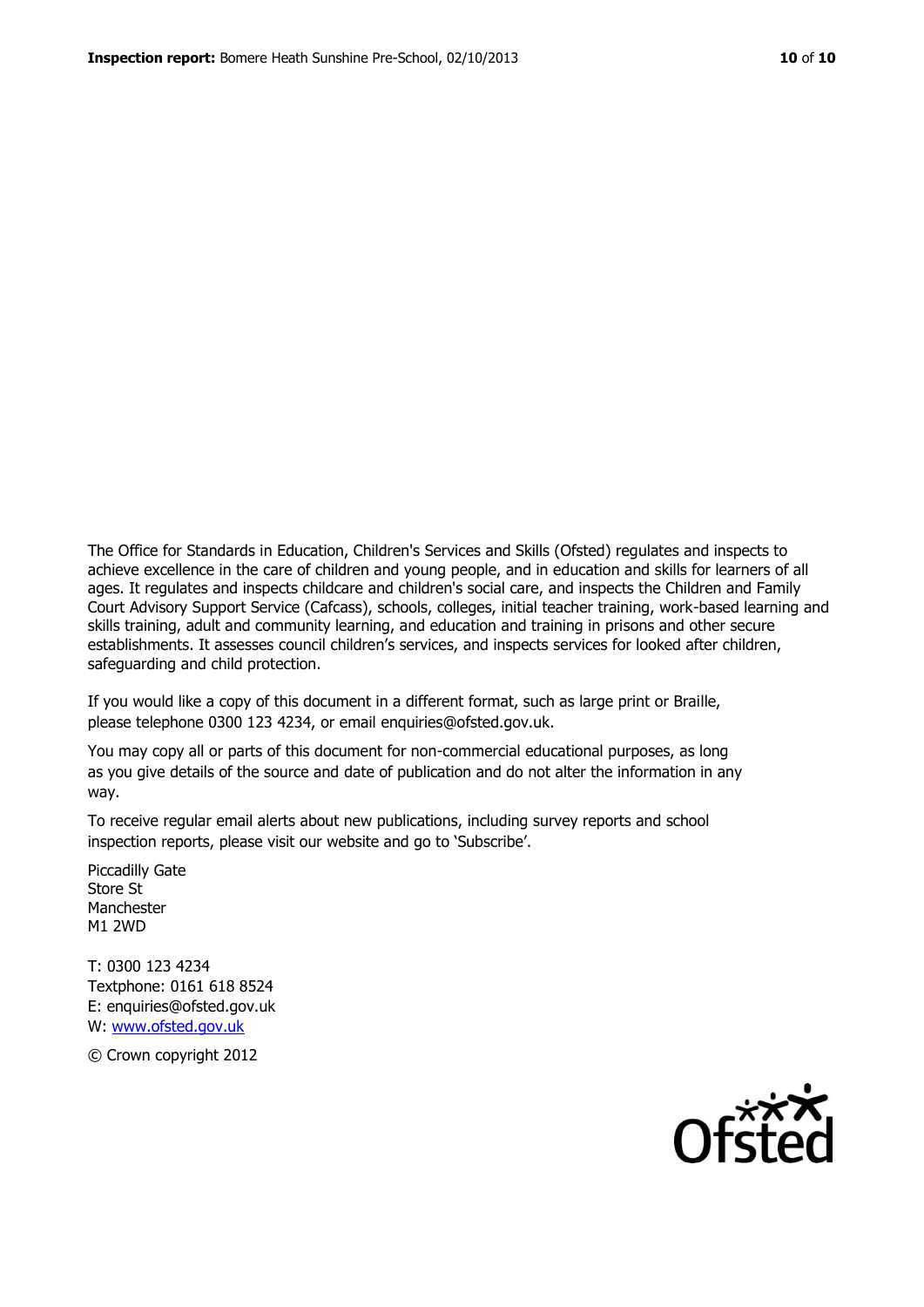The Office for Standards in Education, Children's Services and Skills (Ofsted) regulates and inspects to achieve excellence in the care of children and young people, and in education and skills for learners of all ages. It regulates and inspects childcare and children's social care, and inspects the Children and Family Court Advisory Support Service (Cafcass), schools, colleges, initial teacher training, work-based learning and skills training, adult and community learning, and education and training in prisons and other secure establishments. It assesses council children's services, and inspects services for looked after children, safeguarding and child protection.

If you would like a copy of this document in a different format, such as large print or Braille, please telephone 0300 123 4234, or email enquiries@ofsted.gov.uk.

You may copy all or parts of this document for non-commercial educational purposes, as long as you give details of the source and date of publication and do not alter the information in any way.

To receive regular email alerts about new publications, including survey reports and school inspection reports, please visit our website and go to 'Subscribe'.

Piccadilly Gate
Store St
Manchester
M1 2WD

T: 0300 123 4234
Textphone: 0161 618 8524
E: enquiries@ofsted.gov.uk
W: www.ofsted.gov.uk

© Crown copyright 2012

Ofsted